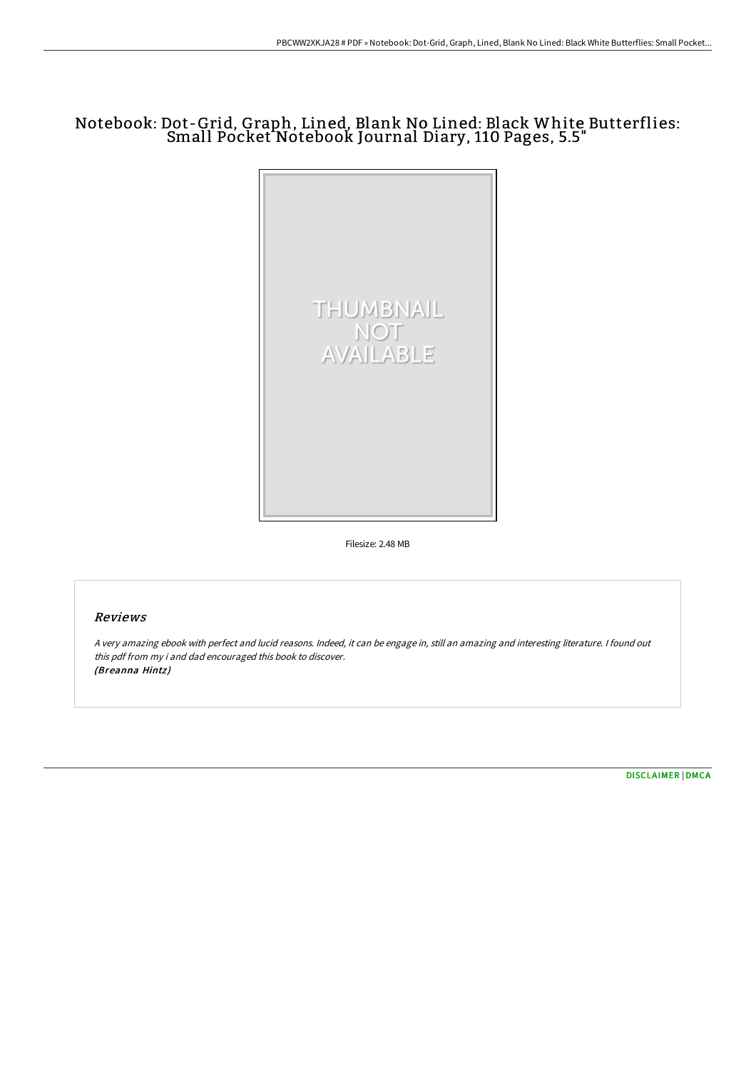# Notebook: Dot-Grid, Graph, Lined, Blank No Lined: Black White Butterflies: Small Pocket Notebook Journal Diary, 110 Pages, 5.5"

THUMBNAIL NOT AVAILABLE

Filesize: 2.48 MB

## Reviews

*A very amazing ebook with perfect and lucid reasons. Indeed, it can be engage in, still an amazing and interesting literature. I found out this pdf from my i and dad encouraged this book to discover.*
*(Breanna Hintz)*

[DISCLAIMER](#) | [DMCA](#)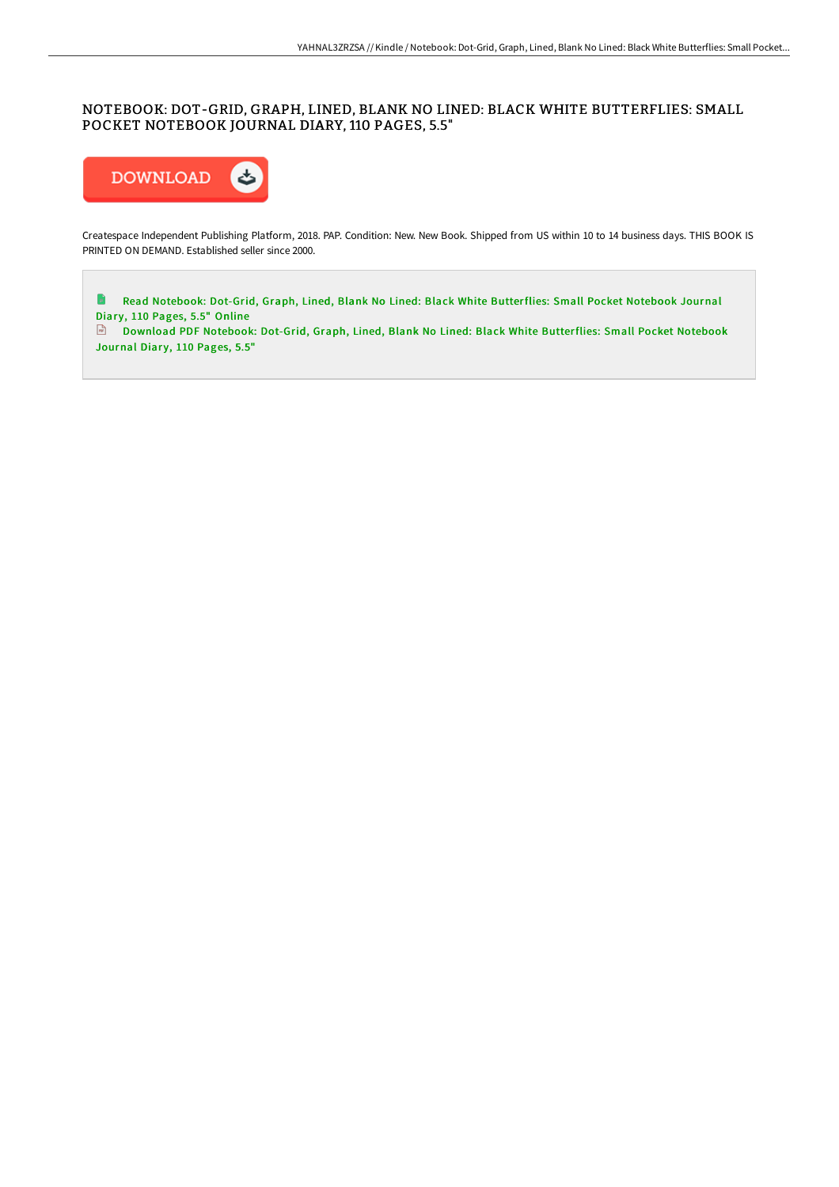# NOTEBOOK: DOT-GRID, GRAPH, LINED, BLANK NO LINED: BLACK WHITE BUTTERFLIES: SMALL POCKET NOTEBOOK JOURNAL DIARY, 110 PAGES, 5.5"

DOWNLOAD

Createspace Independent Publishing Platform, 2018. PAP. Condition: New. New Book. Shipped from US within 10 to 14 business days. THIS BOOK IS PRINTED ON DEMAND. Established seller since 2000.

Read Notebook: Dot-Grid, Graph, Lined, Blank No Lined: Black White Butterflies: Small Pocket Notebook Journal Diary, 110 Pages, 5.5" Online

Download PDF Notebook: Dot-Grid, Graph, Lined, Blank No Lined: Black White Butterflies: Small Pocket Notebook Journal Diary, 110 Pages, 5.5"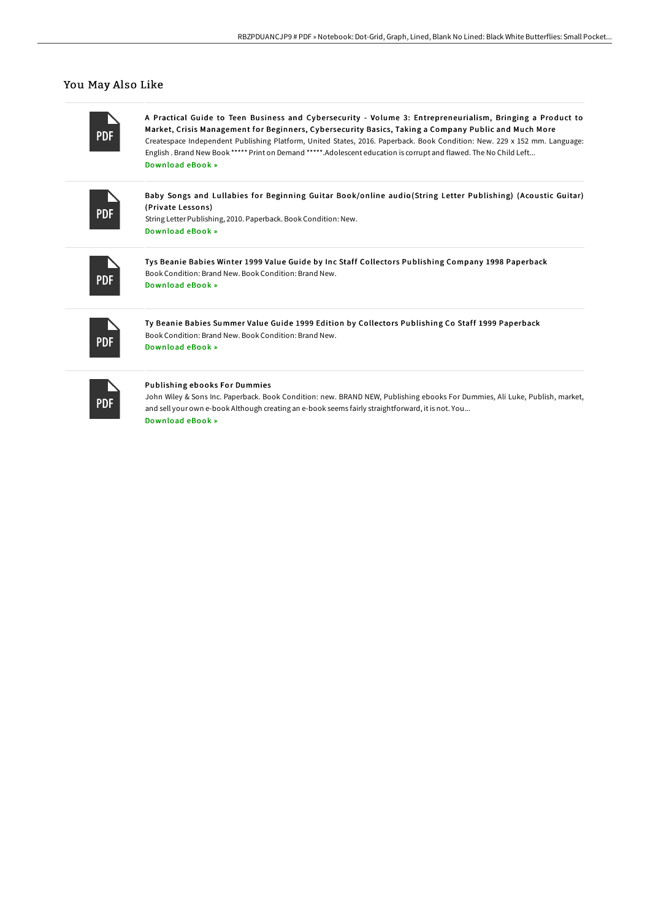## You May Also Like

**A Practical Guide to Teen Business and Cybersecurity - Volume 3: Entrepreneurialism, Bringing a Product to Market, Crisis Management for Beginners, Cybersecurity Basics, Taking a Company Public and Much More**
Createspace Independent Publishing Platform, United States, 2016. Paperback. Book Condition: New. 229 x 152 mm. Language: English . Brand New Book ***** Print on Demand *****.Adolescent education is corrupt and flawed. The No Child Left...
Download eBook »

**Baby Songs and Lullabies for Beginning Guitar Book/online audio(String Letter Publishing) (Acoustic Guitar) (Private Lessons)**
String Letter Publishing, 2010. Paperback. Book Condition: New.
Download eBook »

**Tys Beanie Babies Winter 1999 Value Guide by Inc Staff Collectors Publishing Company 1998 Paperback**
Book Condition: Brand New. Book Condition: Brand New.
Download eBook »

**Ty Beanie Babies Summer Value Guide 1999 Edition by Collectors Publishing Co Staff 1999 Paperback**
Book Condition: Brand New. Book Condition: Brand New.
Download eBook »

**Publishing ebooks For Dummies**
John Wiley & Sons Inc. Paperback. Book Condition: new. BRAND NEW, Publishing ebooks For Dummies, Ali Luke, Publish, market, and sell your own e-book Although creating an e-book seems fairly straightforward, it is not. You...
Download eBook »